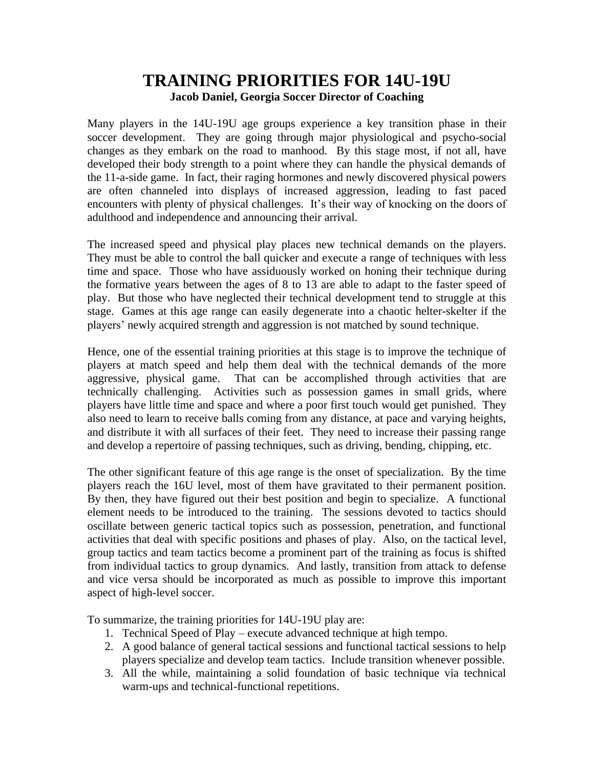# TRAINING PRIORITIES FOR 14U-19U

**Jacob Daniel, Georgia Soccer Director of Coaching**

Many players in the 14U-19U age groups experience a key transition phase in their soccer development. They are going through major physiological and psycho-social changes as they embark on the road to manhood. By this stage most, if not all, have developed their body strength to a point where they can handle the physical demands of the 11-a-side game. In fact, their raging hormones and newly discovered physical powers are often channeled into displays of increased aggression, leading to fast paced encounters with plenty of physical challenges. It's their way of knocking on the doors of adulthood and independence and announcing their arrival.

The increased speed and physical play places new technical demands on the players. They must be able to control the ball quicker and execute a range of techniques with less time and space. Those who have assiduously worked on honing their technique during the formative years between the ages of 8 to 13 are able to adapt to the faster speed of play. But those who have neglected their technical development tend to struggle at this stage. Games at this age range can easily degenerate into a chaotic helter-skelter if the players' newly acquired strength and aggression is not matched by sound technique.

Hence, one of the essential training priorities at this stage is to improve the technique of players at match speed and help them deal with the technical demands of the more aggressive, physical game. That can be accomplished through activities that are technically challenging. Activities such as possession games in small grids, where players have little time and space and where a poor first touch would get punished. They also need to learn to receive balls coming from any distance, at pace and varying heights, and distribute it with all surfaces of their feet. They need to increase their passing range and develop a repertoire of passing techniques, such as driving, bending, chipping, etc.

The other significant feature of this age range is the onset of specialization. By the time players reach the 16U level, most of them have gravitated to their permanent position. By then, they have figured out their best position and begin to specialize. A functional element needs to be introduced to the training. The sessions devoted to tactics should oscillate between generic tactical topics such as possession, penetration, and functional activities that deal with specific positions and phases of play. Also, on the tactical level, group tactics and team tactics become a prominent part of the training as focus is shifted from individual tactics to group dynamics. And lastly, transition from attack to defense and vice versa should be incorporated as much as possible to improve this important aspect of high-level soccer.

To summarize, the training priorities for 14U-19U play are:

1. Technical Speed of Play – execute advanced technique at high tempo.
2. A good balance of general tactical sessions and functional tactical sessions to help players specialize and develop team tactics. Include transition whenever possible.
3. All the while, maintaining a solid foundation of basic technique via technical warm-ups and technical-functional repetitions.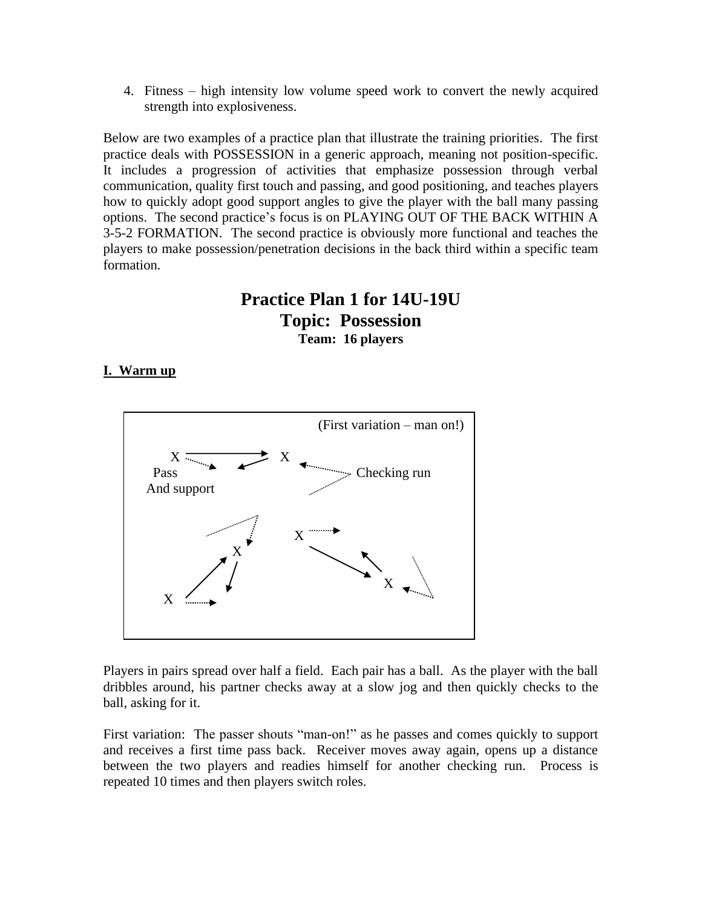4. Fitness – high intensity low volume speed work to convert the newly acquired strength into explosiveness.

Below are two examples of a practice plan that illustrate the training priorities. The first practice deals with POSSESSION in a generic approach, meaning not position-specific. It includes a progression of activities that emphasize possession through verbal communication, quality first touch and passing, and good positioning, and teaches players how to quickly adopt good support angles to give the player with the ball many passing options. The second practice's focus is on PLAYING OUT OF THE BACK WITHIN A 3-5-2 FORMATION. The second practice is obviously more functional and teaches the players to make possession/penetration decisions in the back third within a specific team formation.

# Practice Plan 1 for 14U-19U
# Topic: Possession
### Team: 16 players

**I. Warm up**

Players in pairs spread over half a field. Each pair has a ball. As the player with the ball dribbles around, his partner checks away at a slow jog and then quickly checks to the ball, asking for it.

First variation: The passer shouts "man-on!" as he passes and comes quickly to support and receives a first time pass back. Receiver moves away again, opens up a distance between the two players and readies himself for another checking run. Process is repeated 10 times and then players switch roles.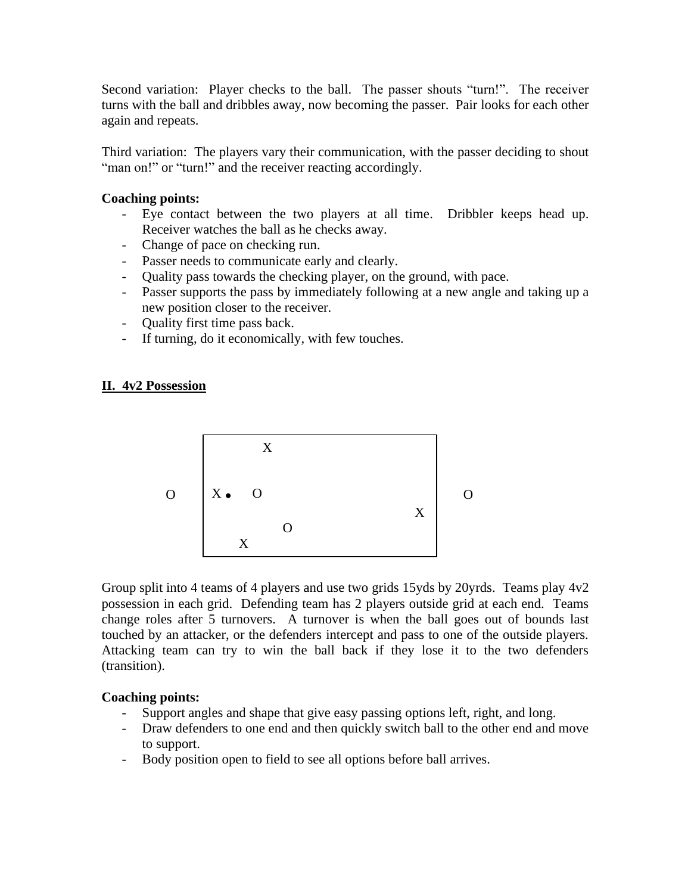Second variation: Player checks to the ball. The passer shouts "turn!". The receiver turns with the ball and dribbles away, now becoming the passer. Pair looks for each other again and repeats.

Third variation: The players vary their communication, with the passer deciding to shout "man on!" or "turn!" and the receiver reacting accordingly.

**Coaching points:**

- Eye contact between the two players at all time. Dribbler keeps head up. Receiver watches the ball as he checks away.
- Change of pace on checking run.
- Passer needs to communicate early and clearly.
- Quality pass towards the checking player, on the ground, with pace.
- Passer supports the pass by immediately following at a new angle and taking up a new position closer to the receiver.
- Quality first time pass back.
- If turning, do it economically, with few touches.

## II. 4v2 Possession

Group split into 4 teams of 4 players and use two grids 15yds by 20yrds. Teams play 4v2 possession in each grid. Defending team has 2 players outside grid at each end. Teams change roles after 5 turnovers. A turnover is when the ball goes out of bounds last touched by an attacker, or the defenders intercept and pass to one of the outside players. Attacking team can try to win the ball back if they lose it to the two defenders (transition).

**Coaching points:**

- Support angles and shape that give easy passing options left, right, and long.
- Draw defenders to one end and then quickly switch ball to the other end and move to support.
- Body position open to field to see all options before ball arrives.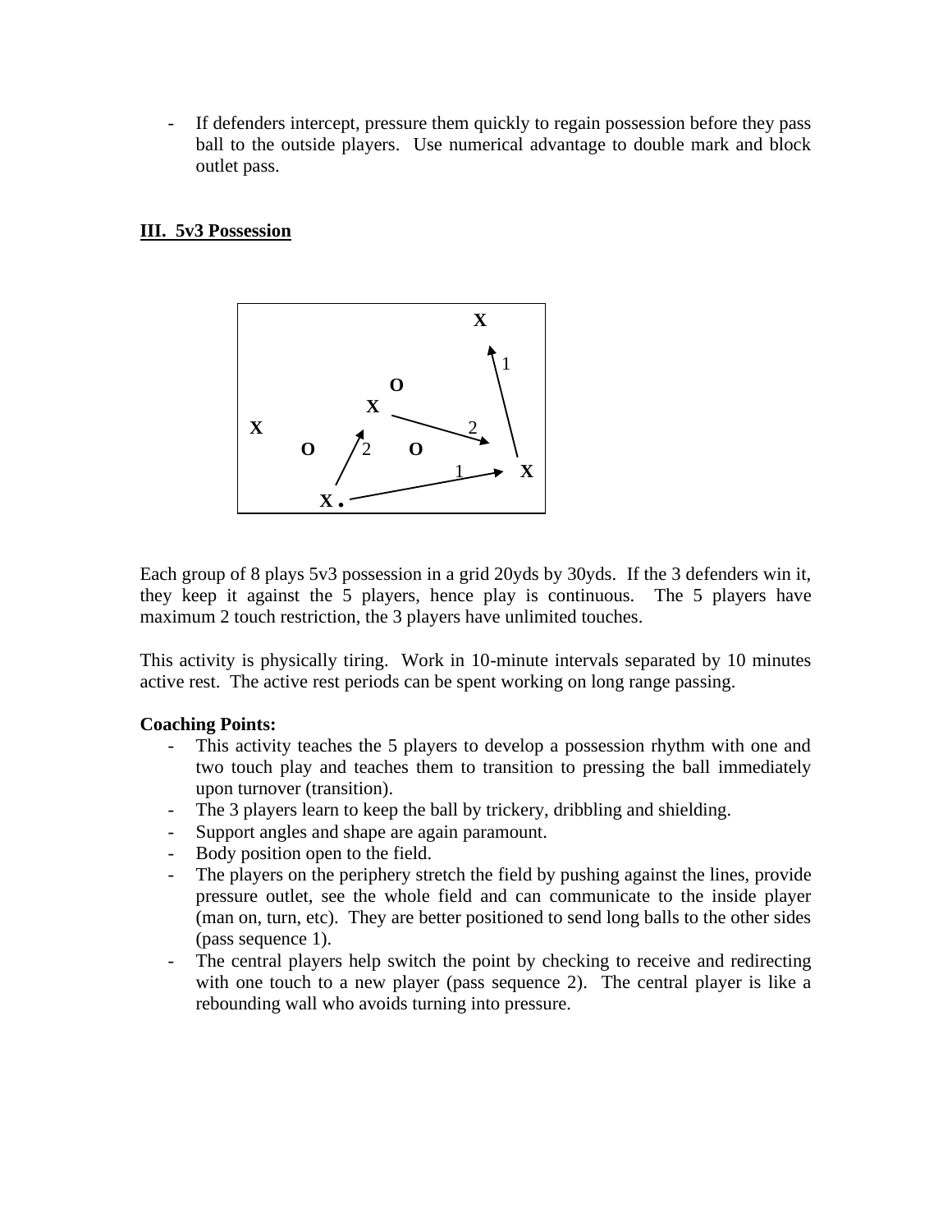- If defenders intercept, pressure them quickly to regain possession before they pass ball to the outside players. Use numerical advantage to double mark and block outlet pass.

## III. 5v3 Possession

Each group of 8 plays 5v3 possession in a grid 20yds by 30yds. If the 3 defenders win it, they keep it against the 5 players, hence play is continuous. The 5 players have maximum 2 touch restriction, the 3 players have unlimited touches.

This activity is physically tiring. Work in 10-minute intervals separated by 10 minutes active rest. The active rest periods can be spent working on long range passing.

**Coaching Points:**

- This activity teaches the 5 players to develop a possession rhythm with one and two touch play and teaches them to transition to pressing the ball immediately upon turnover (transition).
- The 3 players learn to keep the ball by trickery, dribbling and shielding.
- Support angles and shape are again paramount.
- Body position open to the field.
- The players on the periphery stretch the field by pushing against the lines, provide pressure outlet, see the whole field and can communicate to the inside player (man on, turn, etc). They are better positioned to send long balls to the other sides (pass sequence 1).
- The central players help switch the point by checking to receive and redirecting with one touch to a new player (pass sequence 2). The central player is like a rebounding wall who avoids turning into pressure.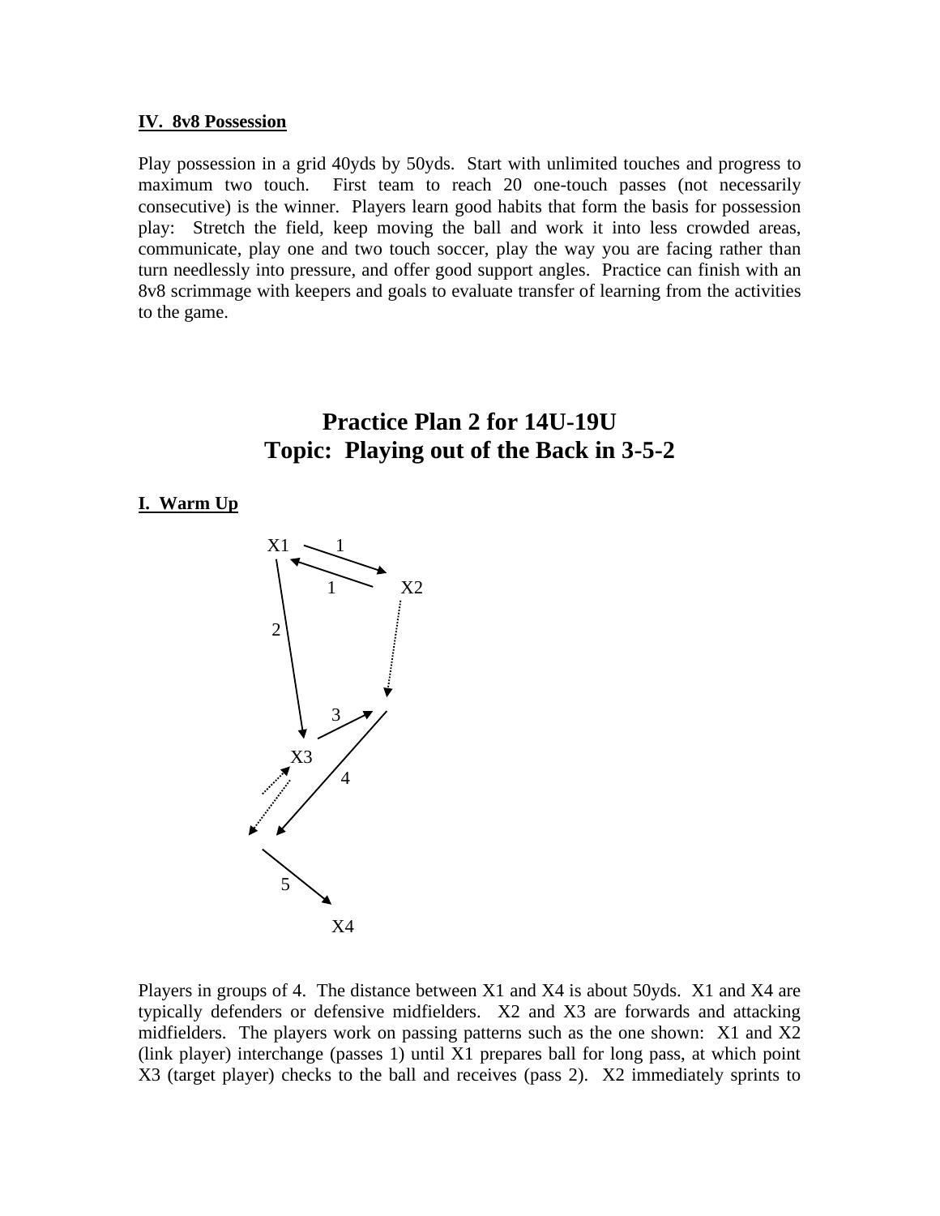**IV. 8v8 Possession**

Play possession in a grid 40yds by 50yds. Start with unlimited touches and progress to maximum two touch. First team to reach 20 one-touch passes (not necessarily consecutive) is the winner. Players learn good habits that form the basis for possession play: Stretch the field, keep moving the ball and work it into less crowded areas, communicate, play one and two touch soccer, play the way you are facing rather than turn needlessly into pressure, and offer good support angles. Practice can finish with an 8v8 scrimmage with keepers and goals to evaluate transfer of learning from the activities to the game.

# Practice Plan 2 for 14U-19U
# Topic: Playing out of the Back in 3-5-2

**I. Warm Up**

Players in groups of 4. The distance between X1 and X4 is about 50yds. X1 and X4 are typically defenders or defensive midfielders. X2 and X3 are forwards and attacking midfielders. The players work on passing patterns such as the one shown: X1 and X2 (link player) interchange (passes 1) until X1 prepares ball for long pass, at which point X3 (target player) checks to the ball and receives (pass 2). X2 immediately sprints to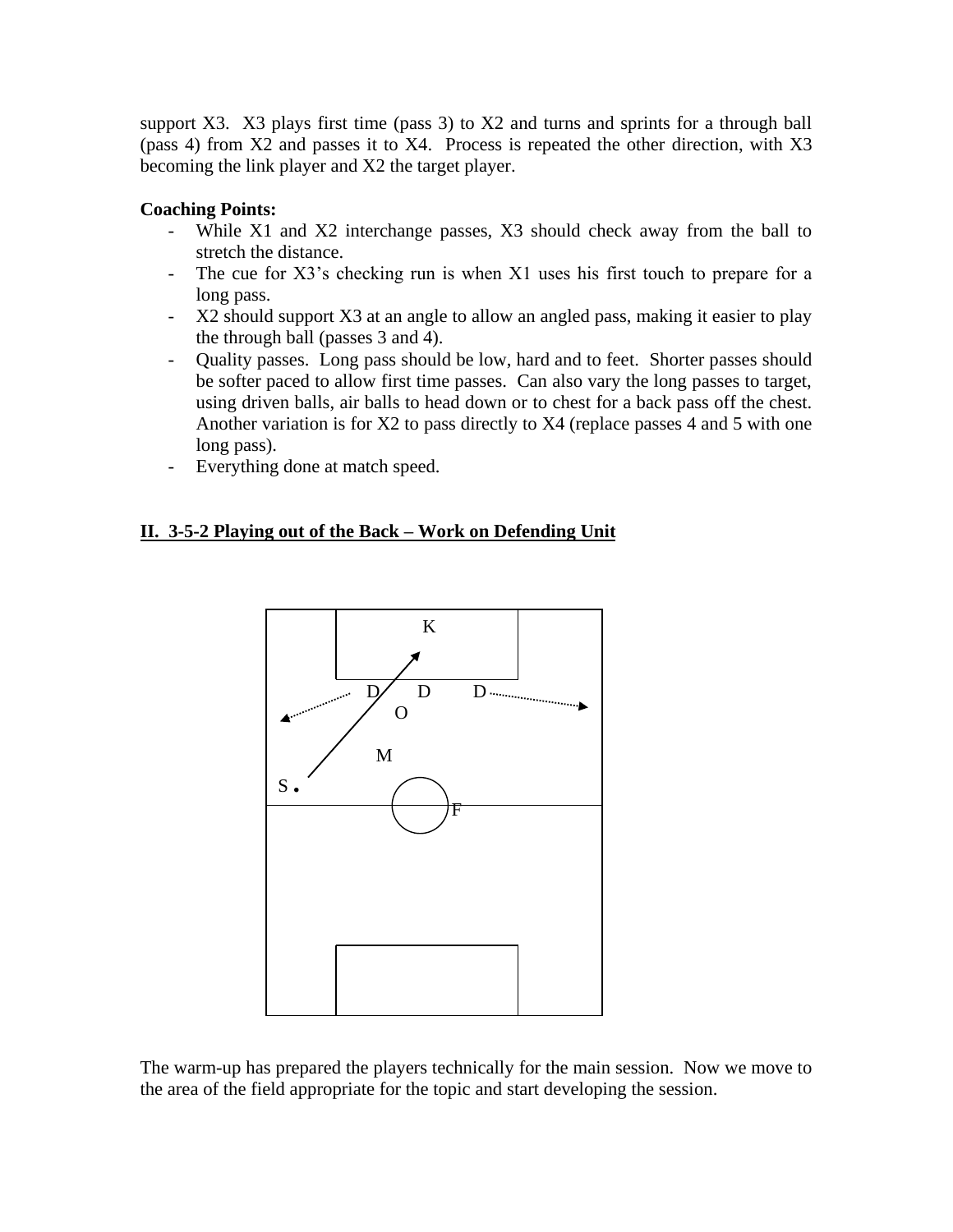support X3. X3 plays first time (pass 3) to X2 and turns and sprints for a through ball (pass 4) from X2 and passes it to X4. Process is repeated the other direction, with X3 becoming the link player and X2 the target player.

**Coaching Points:**

- While X1 and X2 interchange passes, X3 should check away from the ball to stretch the distance.
- The cue for X3's checking run is when X1 uses his first touch to prepare for a long pass.
- X2 should support X3 at an angle to allow an angled pass, making it easier to play the through ball (passes 3 and 4).
- Quality passes. Long pass should be low, hard and to feet. Shorter passes should be softer paced to allow first time passes. Can also vary the long passes to target, using driven balls, air balls to head down or to chest for a back pass off the chest. Another variation is for X2 to pass directly to X4 (replace passes 4 and 5 with one long pass).
- Everything done at match speed.

## II. 3-5-2 Playing out of the Back – Work on Defending Unit

K

D D D

O

M

S

F

The warm-up has prepared the players technically for the main session. Now we move to the area of the field appropriate for the topic and start developing the session.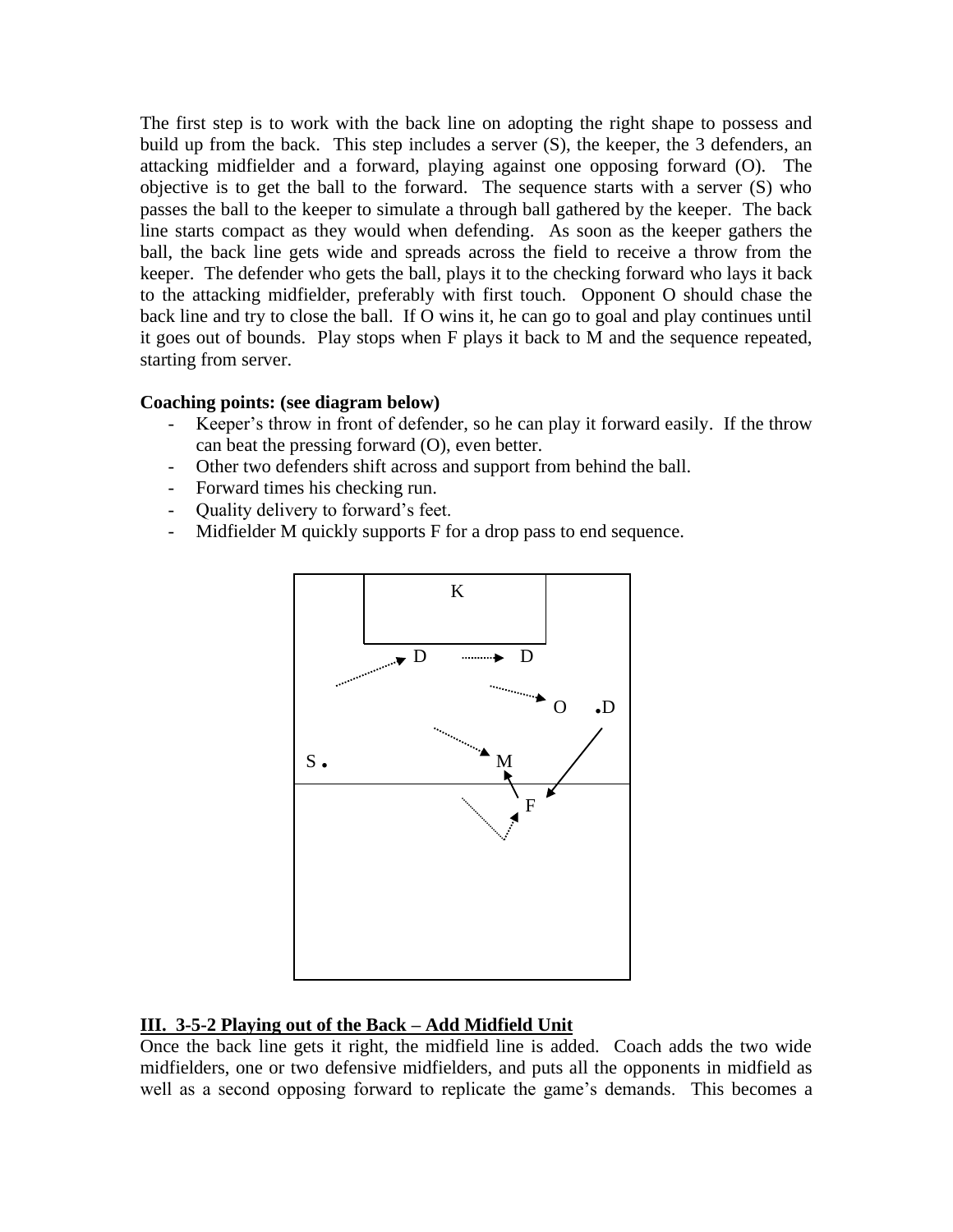The first step is to work with the back line on adopting the right shape to possess and build up from the back. This step includes a server (S), the keeper, the 3 defenders, an attacking midfielder and a forward, playing against one opposing forward (O). The objective is to get the ball to the forward. The sequence starts with a server (S) who passes the ball to the keeper to simulate a through ball gathered by the keeper. The back line starts compact as they would when defending. As soon as the keeper gathers the ball, the back line gets wide and spreads across the field to receive a throw from the keeper. The defender who gets the ball, plays it to the checking forward who lays it back to the attacking midfielder, preferably with first touch. Opponent O should chase the back line and try to close the ball. If O wins it, he can go to goal and play continues until it goes out of bounds. Play stops when F plays it back to M and the sequence repeated, starting from server.

**Coaching points: (see diagram below)**

- Keeper's throw in front of defender, so he can play it forward easily. If the throw can beat the pressing forward (O), even better.
- Other two defenders shift across and support from behind the ball.
- Forward times his checking run.
- Quality delivery to forward's feet.
- Midfielder M quickly supports F for a drop pass to end sequence.

## III. 3-5-2 Playing out of the Back – Add Midfield Unit

Once the back line gets it right, the midfield line is added. Coach adds the two wide midfielders, one or two defensive midfielders, and puts all the opponents in midfield as well as a second opposing forward to replicate the game's demands. This becomes a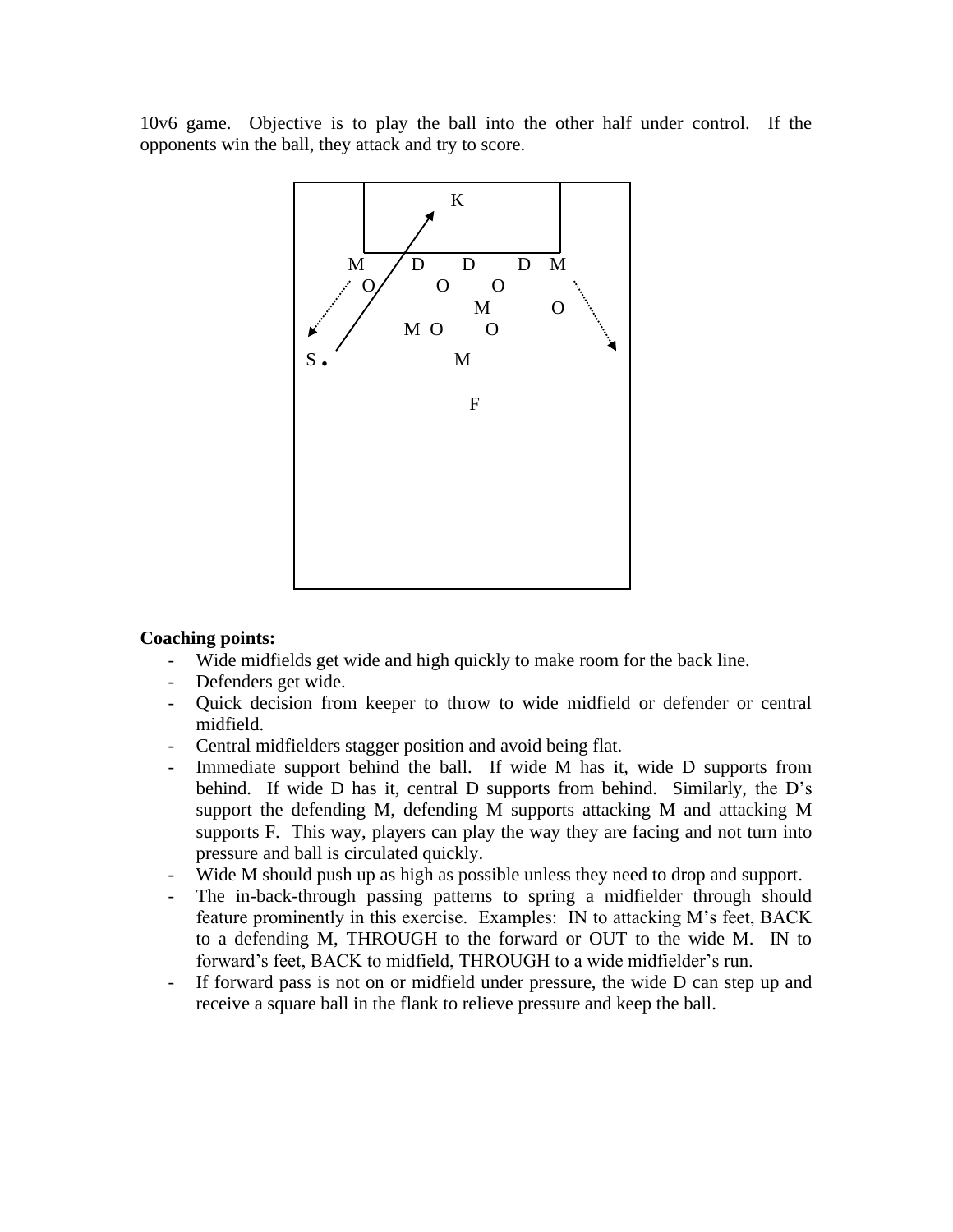10v6 game. Objective is to play the ball into the other half under control. If the opponents win the ball, they attack and try to score.

K

M D D D M

O O O

M O

M O O

S M

F

**Coaching points:**

- Wide midfields get wide and high quickly to make room for the back line.
- Defenders get wide.
- Quick decision from keeper to throw to wide midfield or defender or central midfield.
- Central midfielders stagger position and avoid being flat.
- Immediate support behind the ball. If wide M has it, wide D supports from behind. If wide D has it, central D supports from behind. Similarly, the D's support the defending M, defending M supports attacking M and attacking M supports F. This way, players can play the way they are facing and not turn into pressure and ball is circulated quickly.
- Wide M should push up as high as possible unless they need to drop and support.
- The in-back-through passing patterns to spring a midfielder through should feature prominently in this exercise. Examples: IN to attacking M's feet, BACK to a defending M, THROUGH to the forward or OUT to the wide M. IN to forward's feet, BACK to midfield, THROUGH to a wide midfielder's run.
- If forward pass is not on or midfield under pressure, the wide D can step up and receive a square ball in the flank to relieve pressure and keep the ball.